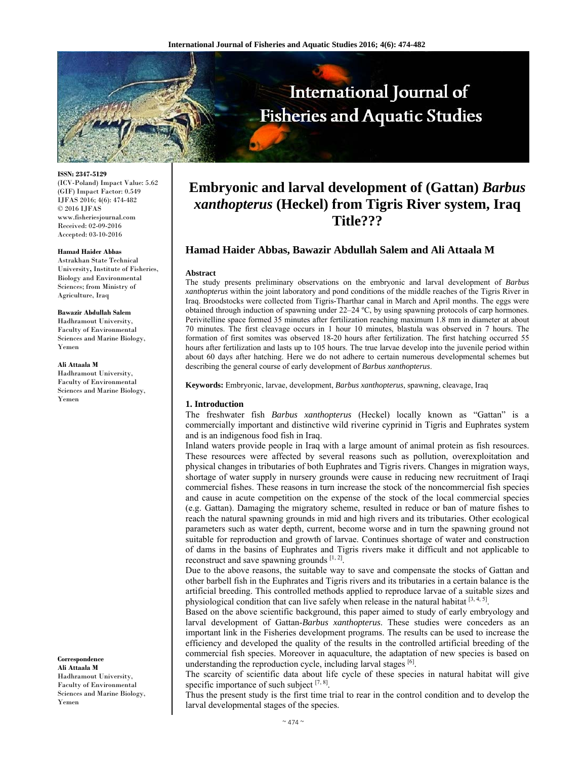# Embryonic and larval development of (Gattan) *Barbus xanthopterus* (Heckel) from Tigris River system, Iraq Title???

**Hamad Haider Abbas, Bawazir Abdullah Salem and Ali Attaala M**

ISSN: 2347-5129
(ICV-Poland) Impact Value: 5.62
(GIF) Impact Factor: 0.549
IJFAS 2016; 4(6): 474-482
© 2016 IJFAS
www.fisheriesjournal.com
Received: 02-09-2016
Accepted: 03-10-2016

**Hamad Haider Abbas**
Astrakhan State Technical University, Institute of Fisheries, Biology and Environmental Sciences; from Ministry of Agriculture, Iraq

**Bawazir Abdullah Salem**
Hadhramout University, Faculty of Environmental Sciences and Marine Biology, Yemen

**Ali Attaala M**
Hadhramout University, Faculty of Environmental Sciences and Marine Biology, Yemen

**Correspondence**
**Ali Attaala M**
Hadhramout University, Faculty of Environmental Sciences and Marine Biology, Yemen

### Abstract

The study presents preliminary observations on the embryonic and larval development of *Barbus xanthopterus* within the joint laboratory and pond conditions of the middle reaches of the Tigris River in Iraq. Broodstocks were collected from Tigris-Tharthar canal in March and April months. The eggs were obtained through induction of spawning under 22–24 ºC, by using spawning protocols of carp hormones. Perivitelline space formed 35 minutes after fertilization reaching maximum 1.8 mm in diameter at about 70 minutes. The first cleavage occurs in 1 hour 10 minutes, blastula was observed in 7 hours. The formation of first somites was observed 18-20 hours after fertilization. The first hatching occurred 55 hours after fertilization and lasts up to 105 hours. The true larvae develop into the juvenile period within about 60 days after hatching. Here we do not adhere to certain numerous developmental schemes but describing the general course of early development of *Barbus xanthopterus*.

**Keywords:** Embryonic, larvae, development, *Barbus xanthopterus*, spawning, cleavage, Iraq

## 1. Introduction

The freshwater fish *Barbus xanthopterus* (Heckel) locally known as "Gattan" is a commercially important and distinctive wild riverine cyprinid in Tigris and Euphrates system and is an indigenous food fish in Iraq.

Inland waters provide people in Iraq with a large amount of animal protein as fish resources. These resources were affected by several reasons such as pollution, overexploitation and physical changes in tributaries of both Euphrates and Tigris rivers. Changes in migration ways, shortage of water supply in nursery grounds were cause in reducing new recruitment of Iraqi commercial fishes. These reasons in turn increase the stock of the noncommercial fish species and cause in acute competition on the expense of the stock of the local commercial species (e.g. Gattan). Damaging the migratory scheme, resulted in reduce or ban of mature fishes to reach the natural spawning grounds in mid and high rivers and its tributaries. Other ecological parameters such as water depth, current, become worse and in turn the spawning ground not suitable for reproduction and growth of larvae. Continues shortage of water and construction of dams in the basins of Euphrates and Tigris rivers make it difficult and not applicable to reconstruct and save spawning grounds [1, 2].

Due to the above reasons, the suitable way to save and compensate the stocks of Gattan and other barbell fish in the Euphrates and Tigris rivers and its tributaries in a certain balance is the artificial breeding. This controlled methods applied to reproduce larvae of a suitable sizes and physiological condition that can live safely when release in the natural habitat [3, 4, 5].

Based on the above scientific background, this paper aimed to study of early embryology and larval development of Gattan-*Barbus xanthopterus*. These studies were conceders as an important link in the Fisheries development programs. The results can be used to increase the efficiency and developed the quality of the results in the controlled artificial breeding of the commercial fish species. Moreover in aquaculture, the adaptation of new species is based on understanding the reproduction cycle, including larval stages [6].

The scarcity of scientific data about life cycle of these species in natural habitat will give specific importance of such subject [7, 8].

Thus the present study is the first time trial to rear in the control condition and to develop the larval developmental stages of the species.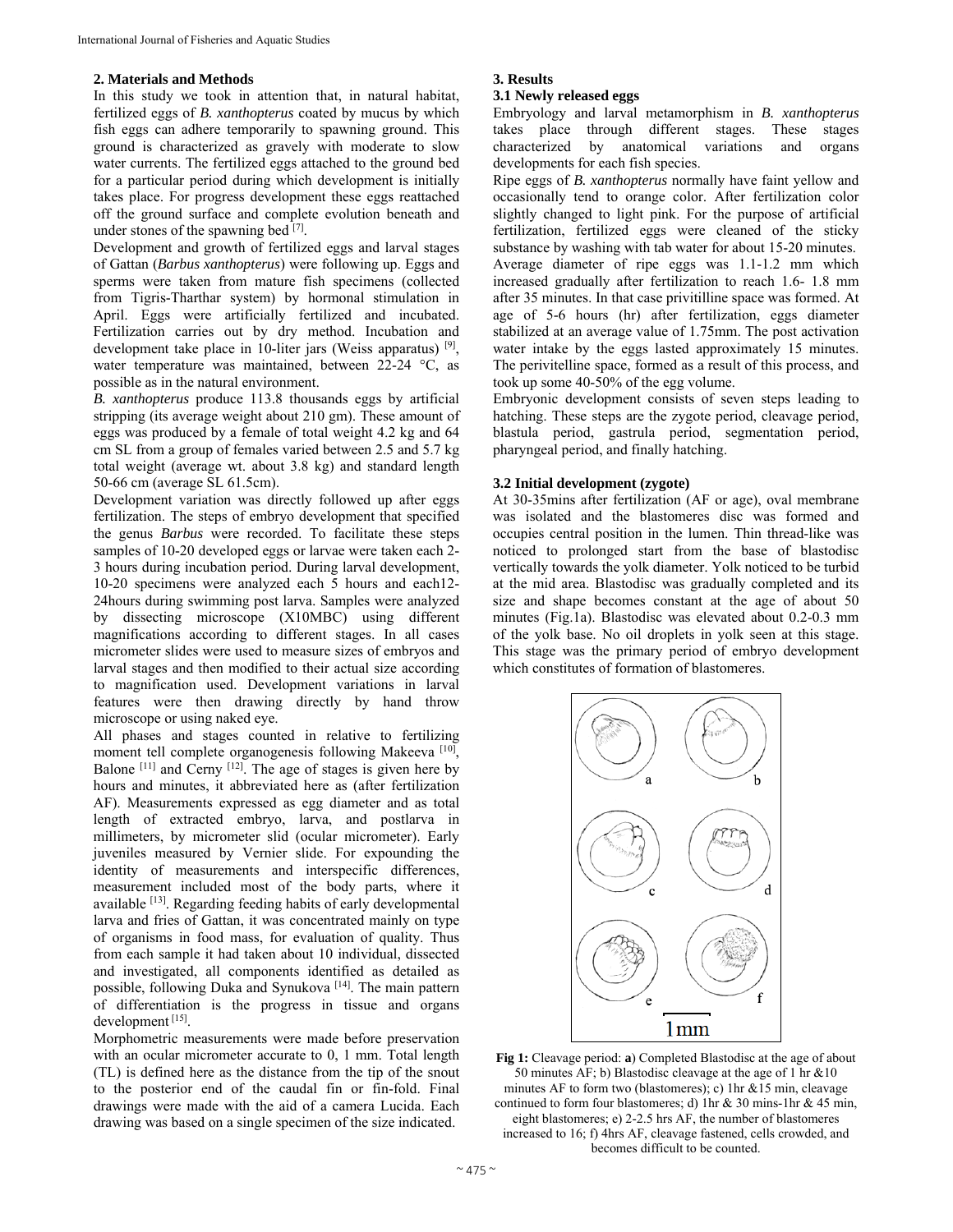## 2. Materials and Methods

In this study we took in attention that, in natural habitat, fertilized eggs of *B. xanthopterus* coated by mucus by which fish eggs can adhere temporarily to spawning ground. This ground is characterized as gravely with moderate to slow water currents. The fertilized eggs attached to the ground bed for a particular period during which development is initially takes place. For progress development these eggs reattached off the ground surface and complete evolution beneath and under stones of the spawning bed [7].

Development and growth of fertilized eggs and larval stages of Gattan (*Barbus xanthopterus*) were following up. Eggs and sperms were taken from mature fish specimens (collected from Tigris-Tharthar system) by hormonal stimulation in April. Eggs were artificially fertilized and incubated. Fertilization carries out by dry method. Incubation and development take place in 10-liter jars (Weiss apparatus) [9], water temperature was maintained, between 22-24 °C, as possible as in the natural environment.

*B. xanthopterus* produce 113.8 thousands eggs by artificial stripping (its average weight about 210 gm). These amount of eggs was produced by a female of total weight 4.2 kg and 64 cm SL from a group of females varied between 2.5 and 5.7 kg total weight (average wt. about 3.8 kg) and standard length 50-66 cm (average SL 61.5cm).

Development variation was directly followed up after eggs fertilization. The steps of embryo development that specified the genus *Barbus* were recorded. To facilitate these steps samples of 10-20 developed eggs or larvae were taken each 2-3 hours during incubation period. During larval development, 10-20 specimens were analyzed each 5 hours and each12-24hours during swimming post larva. Samples were analyzed by dissecting microscope (X10MBC) using different magnifications according to different stages. In all cases micrometer slides were used to measure sizes of embryos and larval stages and then modified to their actual size according to magnification used. Development variations in larval features were then drawing directly by hand throw microscope or using naked eye.

All phases and stages counted in relative to fertilizing moment tell complete organogenesis following Makeeva [10], Balone [11] and Cerny [12]. The age of stages is given here by hours and minutes, it abbreviated here as (after fertilization AF). Measurements expressed as egg diameter and as total length of extracted embryo, larva, and postlarva in millimeters, by micrometer slid (ocular micrometer). Early juveniles measured by Vernier slide. For expounding the identity of measurements and interspecific differences, measurement included most of the body parts, where it available [13]. Regarding feeding habits of early developmental larva and fries of Gattan, it was concentrated mainly on type of organisms in food mass, for evaluation of quality. Thus from each sample it had taken about 10 individual, dissected and investigated, all components identified as detailed as possible, following Duka and Synukova [14]. The main pattern of differentiation is the progress in tissue and organs development [15].

Morphometric measurements were made before preservation with an ocular micrometer accurate to 0, 1 mm. Total length (TL) is defined here as the distance from the tip of the snout to the posterior end of the caudal fin or fin-fold. Final drawings were made with the aid of a camera Lucida. Each drawing was based on a single specimen of the size indicated.

## 3. Results

### 3.1 Newly released eggs

Embryology and larval metamorphism in *B. xanthopterus* takes place through different stages. These stages characterized by anatomical variations and organs developments for each fish species.

Ripe eggs of *B. xanthopterus* normally have faint yellow and occasionally tend to orange color. After fertilization color slightly changed to light pink. For the purpose of artificial fertilization, fertilized eggs were cleaned of the sticky substance by washing with tab water for about 15-20 minutes. Average diameter of ripe eggs was 1.1-1.2 mm which increased gradually after fertilization to reach 1.6- 1.8 mm after 35 minutes. In that case privitilline space was formed. At age of 5-6 hours (hr) after fertilization, eggs diameter stabilized at an average value of 1.75mm. The post activation water intake by the eggs lasted approximately 15 minutes. The perivitelline space, formed as a result of this process, and took up some 40-50% of the egg volume.

Embryonic development consists of seven steps leading to hatching. These steps are the zygote period, cleavage period, blastula period, gastrula period, segmentation period, pharyngeal period, and finally hatching.

### 3.2 Initial development (zygote)

At 30-35mins after fertilization (AF or age), oval membrane was isolated and the blastomeres disc was formed and occupies central position in the lumen. Thin thread-like was noticed to prolonged start from the base of blastodisc vertically towards the yolk diameter. Yolk noticed to be turbid at the mid area. Blastodisc was gradually completed and its size and shape becomes constant at the age of about 50 minutes (Fig.1a). Blastodisc was elevated about 0.2-0.3 mm of the yolk base. No oil droplets in yolk seen at this stage. This stage was the primary period of embryo development which constitutes of formation of blastomeres.

**Fig 1:** Cleavage period: **a**) Completed Blastodisc at the age of about 50 minutes AF; b) Blastodisc cleavage at the age of 1 hr &10 minutes AF to form two (blastomeres); c) 1hr &15 min, cleavage continued to form four blastomeres; d) 1hr & 30 mins-1hr & 45 min, eight blastomeres; e) 2-2.5 hrs AF, the number of blastomeres increased to 16; f) 4hrs AF, cleavage fastened, cells crowded, and becomes difficult to be counted.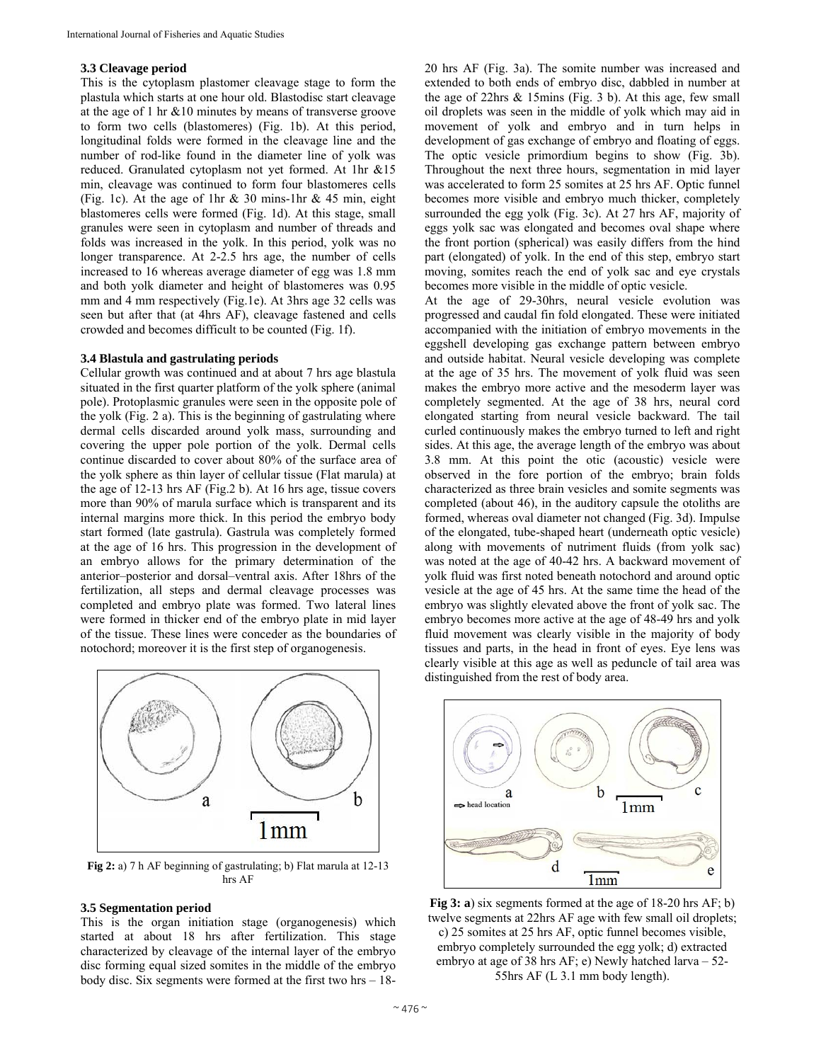### 3.3 Cleavage period

This is the cytoplasm plastomer cleavage stage to form the plastula which starts at one hour old. Blastodisc start cleavage at the age of 1 hr &10 minutes by means of transverse groove to form two cells (blastomeres) (Fig. 1b). At this period, longitudinal folds were formed in the cleavage line and the number of rod-like found in the diameter line of yolk was reduced. Granulated cytoplasm not yet formed. At 1hr &15 min, cleavage was continued to form four blastomeres cells (Fig. 1c). At the age of 1hr & 30 mins-1hr & 45 min, eight blastomeres cells were formed (Fig. 1d). At this stage, small granules were seen in cytoplasm and number of threads and folds was increased in the yolk. In this period, yolk was no longer transparence. At 2-2.5 hrs age, the number of cells increased to 16 whereas average diameter of egg was 1.8 mm and both yolk diameter and height of blastomeres was 0.95 mm and 4 mm respectively (Fig.1e). At 3hrs age 32 cells was seen but after that (at 4hrs AF), cleavage fastened and cells crowded and becomes difficult to be counted (Fig. 1f).

### 3.4 Blastula and gastrulating periods

Cellular growth was continued and at about 7 hrs age blastula situated in the first quarter platform of the yolk sphere (animal pole). Protoplasmic granules were seen in the opposite pole of the yolk (Fig. 2 a). This is the beginning of gastrulating where dermal cells discarded around yolk mass, surrounding and covering the upper pole portion of the yolk. Dermal cells continue discarded to cover about 80% of the surface area of the yolk sphere as thin layer of cellular tissue (Flat marula) at the age of 12-13 hrs AF (Fig.2 b). At 16 hrs age, tissue covers more than 90% of marula surface which is transparent and its internal margins more thick. In this period the embryo body start formed (late gastrula). Gastrula was completely formed at the age of 16 hrs. This progression in the development of an embryo allows for the primary determination of the anterior–posterior and dorsal–ventral axis. After 18hrs of the fertilization, all steps and dermal cleavage processes was completed and embryo plate was formed. Two lateral lines were formed in thicker end of the embryo plate in mid layer of the tissue. These lines were conceder as the boundaries of notochord; moreover it is the first step of organogenesis.

**Fig 2:** a) 7 h AF beginning of gastrulating; b) Flat marula at 12-13 hrs AF

### 3.5 Segmentation period

This is the organ initiation stage (organogenesis) which started at about 18 hrs after fertilization. This stage characterized by cleavage of the internal layer of the embryo disc forming equal sized somites in the middle of the embryo body disc. Six segments were formed at the first two hrs – 18-20 hrs AF (Fig. 3a). The somite number was increased and extended to both ends of embryo disc, dabbled in number at the age of 22hrs & 15mins (Fig. 3 b). At this age, few small oil droplets was seen in the middle of yolk which may aid in movement of yolk and embryo and in turn helps in development of gas exchange of embryo and in floating of eggs. The optic vesicle primordium begins to show (Fig. 3b). Throughout the next three hours, segmentation in mid layer was accelerated to form 25 somites at 25 hrs AF. Optic funnel becomes more visible and embryo much thicker, completely surrounded the egg yolk (Fig. 3c). At 27 hrs AF, majority of eggs yolk sac was elongated and becomes oval shape where the front portion (spherical) was easily differs from the hind part (elongated) of yolk. In the end of this step, embryo start moving, somites reach the end of yolk sac and eye crystals becomes more visible in the middle of optic vesicle.

At the age of 29-30hrs, neural vesicle evolution was progressed and caudal fin fold elongated. These were initiated accompanied with the initiation of embryo movements in the eggshell developing gas exchange pattern between embryo and outside habitat. Neural vesicle developing was complete at the age of 35 hrs. The movement of yolk fluid was seen makes the embryo more active and the mesoderm layer was completely segmented. At the age of 38 hrs, neural cord elongated starting from neural vesicle backward. The tail curled continuously makes the embryo turned to left and right sides. At this age, the average length of the embryo was about 3.8 mm. At this point the otic (acoustic) vesicle were observed in the fore portion of the embryo; brain folds characterized as three brain vesicles and somite segments was completed (about 46), in the auditory capsule the otoliths are formed, whereas oval diameter not changed (Fig. 3d). Impulse of the elongated, tube-shaped heart (underneath optic vesicle) along with movements of nutriment fluids (from yolk sac) was noted at the age of 40-42 hrs. A backward movement of yolk fluid was first noted beneath notochord and around optic vesicle at the age of 45 hrs. At the same time the head of the embryo was slightly elevated above the front of yolk sac. The embryo becomes more active at the age of 48-49 hrs and yolk fluid movement was clearly visible in the majority of body tissues and parts, in the head in front of eyes. Eye lens was clearly visible at this age as well as peduncle of tail area was distinguished from the rest of body area.

**Fig 3: a**) six segments formed at the age of 18-20 hrs AF; b) twelve segments at 22hrs AF age with few small oil droplets; c) 25 somites at 25 hrs AF, optic funnel becomes visible, embryo completely surrounded the egg yolk; d) extracted embryo at age of 38 hrs AF; e) Newly hatched larva – 52-55hrs AF (L 3.1 mm body length).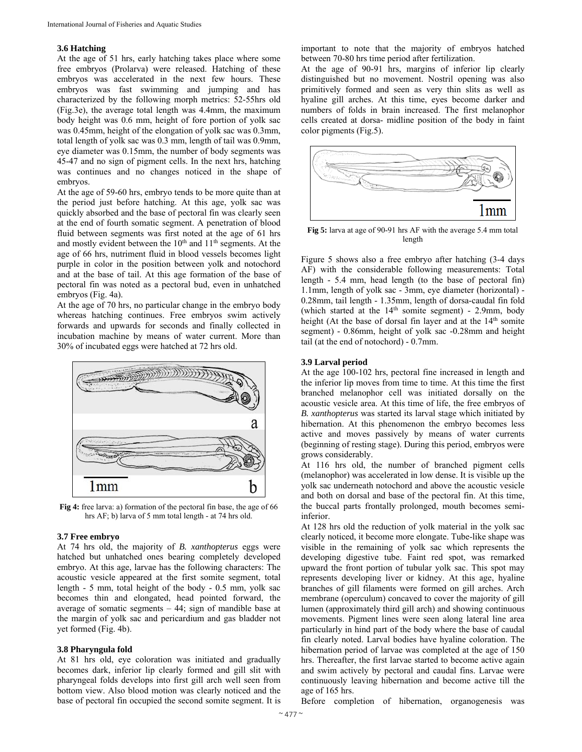### 3.6 Hatching

At the age of 51 hrs, early hatching takes place where some free embryos (Prolarva) were released. Hatching of these embryos was accelerated in the next few hours. These embryos was fast swimming and jumping and has characterized by the following morph metrics: 52-55hrs old (Fig.3e), the average total length was 4.4mm, the maximum body height was 0.6 mm, height of fore portion of yolk sac was 0.45mm, height of the elongation of yolk sac was 0.3mm, total length of yolk sac was 0.3 mm, length of tail was 0.9mm, eye diameter was 0.15mm, the number of body segments was 45-47 and no sign of pigment cells. In the next hrs, hatching was continues and no changes noticed in the shape of embryos.

At the age of 59-60 hrs, embryo tends to be more quite than at the period just before hatching. At this age, yolk sac was quickly absorbed and the base of pectoral fin was clearly seen at the end of fourth somatic segment. A penetration of blood fluid between segments was first noted at the age of 61 hrs and mostly evident between the 10th and 11th segments. At the age of 66 hrs, nutriment fluid in blood vessels becomes light purple in color in the position between yolk and notochord and at the base of tail. At this age formation of the base of pectoral fin was noted as a pectoral bud, even in unhatched embryos (Fig. 4a).

At the age of 70 hrs, no particular change in the embryo body whereas hatching continues. Free embryos swim actively forwards and upwards for seconds and finally collected in incubation machine by means of water current. More than 30% of incubated eggs were hatched at 72 hrs old.

**Fig 4:** free larva: a) formation of the pectoral fin base, the age of 66 hrs AF; b) larva of 5 mm total length - at 74 hrs old.

### 3.7 Free embryo

At 74 hrs old, the majority of *B. xanthopterus* eggs were hatched but unhatched ones bearing completely developed embryo. At this age, larvae has the following characters: The acoustic vesicle appeared at the first somite segment, total length - 5 mm, total height of the body - 0.5 mm, yolk sac becomes thin and elongated, head pointed forward, the average of somatic segments – 44; sign of mandible base at the margin of yolk sac and pericardium and gas bladder not yet formed (Fig. 4b).

### 3.8 Pharyngula fold

At 81 hrs old, eye coloration was initiated and gradually becomes dark, inferior lip clearly formed and gill slit with pharyngeal folds develops into first gill arch well seen from bottom view. Also blood motion was clearly noticed and the base of pectoral fin occupied the second somite segment. It is important to note that the majority of embryos hatched between 70-80 hrs time period after fertilization.

At the age of 90-91 hrs, margins of inferior lip clearly distinguished but no movement. Nostril opening was also primitively formed and seen as very thin slits as well as hyaline gill arches. At this time, eyes become darker and numbers of folds in brain increased. The first melanophor cells created at dorsa- midline position of the body in faint color pigments (Fig.5).

**Fig 5:** larva at age of 90-91 hrs AF with the average 5.4 mm total length

Figure 5 shows also a free embryo after hatching (3-4 days AF) with the considerable following measurements: Total length - 5.4 mm, head length (to the base of pectoral fin) 1.1mm, length of yolk sac - 3mm, eye diameter (horizontal) - 0.28mm, tail length - 1.35mm, length of dorsa-caudal fin fold (which started at the 14th somite segment) - 2.9mm, body height (At the base of dorsal fin layer and at the 14th somite segment) - 0.86mm, height of yolk sac -0.28mm and height tail (at the end of notochord) - 0.7mm.

### 3.9 Larval period

At the age 100-102 hrs, pectoral fine increased in length and the inferior lip moves from time to time. At this time the first branched melanophor cell was initiated dorsally on the acoustic vesicle area. At this time of life, the free embryos of *B. xanthopterus* was started its larval stage which initiated by hibernation. At this phenomenon the embryo becomes less active and moves passively by means of water currents (beginning of resting stage). During this period, embryos were grows considerably.

At 116 hrs old, the number of branched pigment cells (melanophor) was accelerated in low dense. It is visible up the yolk sac underneath notochord and above the acoustic vesicle and both on dorsal and base of the pectoral fin. At this time, the buccal parts frontally prolonged, mouth becomes semi-inferior.

At 128 hrs old the reduction of yolk material in the yolk sac clearly noticed, it become more elongate. Tube-like shape was visible in the remaining of yolk sac which represents the developing digestive tube. Faint red spot, was remarked upward the front portion of tubular yolk sac. This spot may represents developing liver or kidney. At this age, hyaline branches of gill filaments were formed on gill arches. Arch membrane (operculum) concaved to cover the majority of gill lumen (approximately third gill arch) and showing continuous movements. Pigment lines were seen along lateral line area particularly in hind part of the body where the base of caudal fin clearly noted. Larval bodies have hyaline coloration. The hibernation period of larvae was completed at the age of 150 hrs. Thereafter, the first larvae started to become active again and swim actively by pectoral and caudal fins. Larvae were continuously leaving hibernation and become active till the age of 165 hrs.

Before completion of hibernation, organogenesis was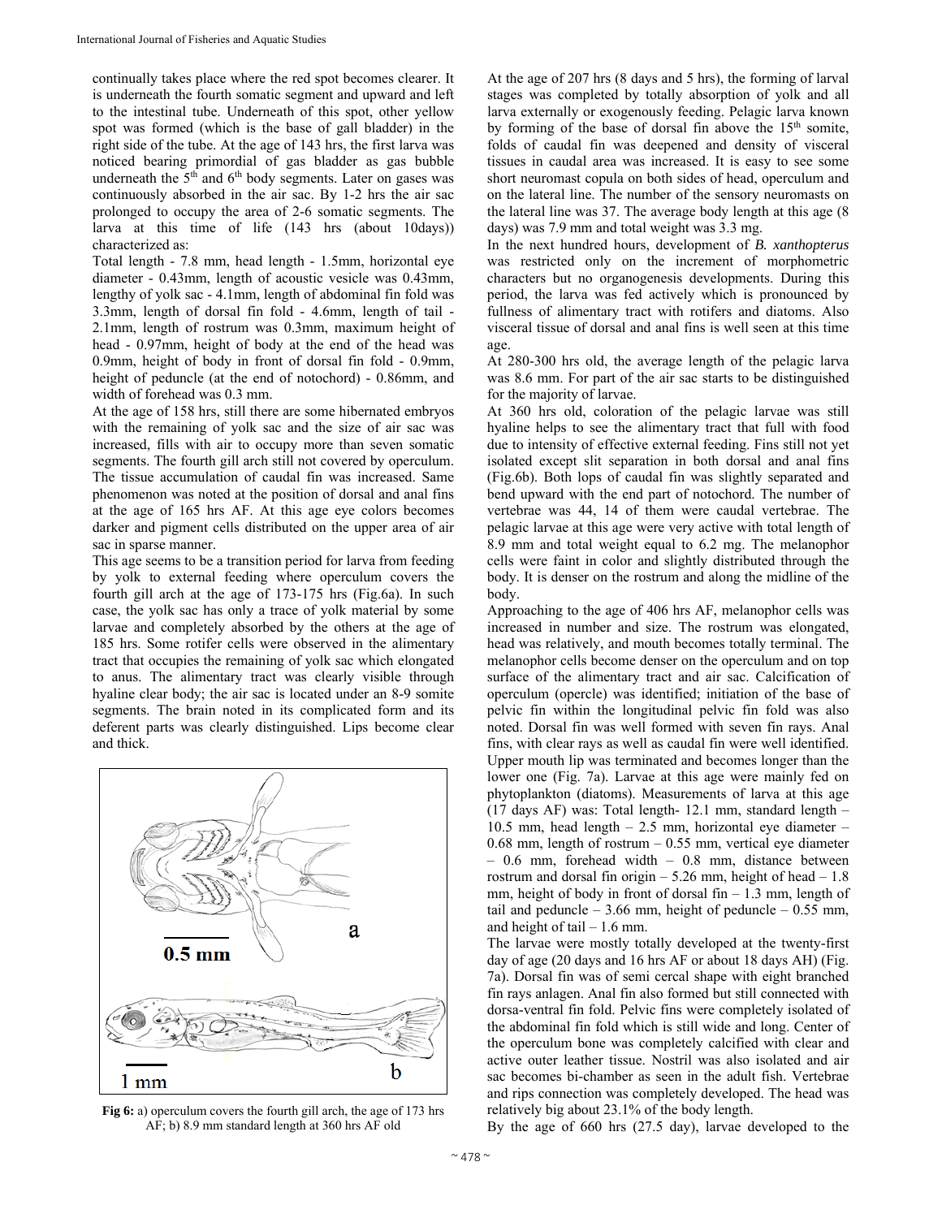continually takes place where the red spot becomes clearer. It is underneath the fourth somatic segment and upward and left to the intestinal tube. Underneath of this spot, other yellow spot was formed (which is the base of gall bladder) in the right side of the tube. At the age of 143 hrs, the first larva was noticed bearing primordial of gas bladder as gas bubble underneath the 5th and 6th body segments. Later on gases was continuously absorbed in the air sac. By 1-2 hrs the air sac prolonged to occupy the area of 2-6 somatic segments. The larva at this time of life (143 hrs (about 10days)) characterized as:

Total length - 7.8 mm, head length - 1.5mm, horizontal eye diameter - 0.43mm, length of acoustic vesicle was 0.43mm, lengthy of yolk sac - 4.1mm, length of abdominal fin fold was 3.3mm, length of dorsal fin fold - 4.6mm, length of tail - 2.1mm, length of rostrum was 0.3mm, maximum height of head - 0.97mm, height of body at the end of the head was 0.9mm, height of body in front of dorsal fin fold - 0.9mm, height of peduncle (at the end of notochord) - 0.86mm, and width of forehead was 0.3 mm.

At the age of 158 hrs, still there are some hibernated embryos with the remaining of yolk sac and the size of air sac was increased, fills with air to occupy more than seven somatic segments. The fourth gill arch still not covered by operculum. The tissue accumulation of caudal fin was increased. Same phenomenon was noted at the position of dorsal and anal fins at the age of 165 hrs AF. At this age eye colors becomes darker and pigment cells distributed on the upper area of air sac in sparse manner.

This age seems to be a transition period for larva from feeding by yolk to external feeding where operculum covers the fourth gill arch at the age of 173-175 hrs (Fig.6a). In such case, the yolk sac has only a trace of yolk material by some larvae and completely absorbed by the others at the age of 185 hrs. Some rotifer cells were observed in the alimentary tract that occupies the remaining of yolk sac which elongated to anus. The alimentary tract was clearly visible through hyaline clear body; the air sac is located under an 8-9 somite segments. The brain noted in its complicated form and its deferent parts was clearly distinguished. Lips become clear and thick.

**Fig 6:** a) operculum covers the fourth gill arch, the age of 173 hrs AF; b) 8.9 mm standard length at 360 hrs AF old

At the age of 207 hrs (8 days and 5 hrs), the forming of larval stages was completed by totally absorption of yolk and all larva externally or exogenously feeding. Pelagic larva known by forming of the base of dorsal fin above the 15th somite, folds of caudal fin was deepened and density of visceral tissues in caudal area was increased. It is easy to see some short neuromast copula on both sides of head, operculum and on the lateral line. The number of the sensory neuromasts on the lateral line was 37. The average body length at this age (8 days) was 7.9 mm and total weight was 3.3 mg.

In the next hundred hours, development of *B. xanthopterus* was restricted only on the increment of morphometric characters but no organogenesis developments. During this period, the larva was fed actively which is pronounced by fullness of alimentary tract with rotifers and diatoms. Also visceral tissue of dorsal and anal fins is well seen at this time age.

At 280-300 hrs old, the average length of the pelagic larva was 8.6 mm. For part of the air sac starts to be distinguished for the majority of larvae.

At 360 hrs old, coloration of the pelagic larvae was still hyaline helps to see the alimentary tract that full with food due to intensity of effective external feeding. Fins still not yet isolated except slit separation in both dorsal and anal fins (Fig.6b). Both lops of caudal fin was slightly separated and bend upward with the end part of notochord. The number of vertebrae was 44, 14 of them were caudal vertebrae. The pelagic larvae at this age were very active with total length of 8.9 mm and total weight equal to 6.2 mg. The melanophor cells were faint in color and slightly distributed through the body. It is denser on the rostrum and along the midline of the body.

Approaching to the age of 406 hrs AF, melanophor cells was increased in number and size. The rostrum was elongated, head was relatively, and mouth becomes totally terminal. The melanophor cells become denser on the operculum and on top surface of the alimentary tract and air sac. Calcification of operculum (opercle) was identified; initiation of the base of pelvic fin within the longitudinal pelvic fin fold was also noted. Dorsal fin was well formed with seven fin rays. Anal fins, with clear rays as well as caudal fin were well identified. Upper mouth lip was terminated and becomes longer than the lower one (Fig. 7a). Larvae at this age were mainly fed on phytoplankton (diatoms). Measurements of larva at this age (17 days AF) was: Total length- 12.1 mm, standard length – 10.5 mm, head length – 2.5 mm, horizontal eye diameter – 0.68 mm, length of rostrum – 0.55 mm, vertical eye diameter – 0.6 mm, forehead width – 0.8 mm, distance between rostrum and dorsal fin origin – 5.26 mm, height of head – 1.8 mm, height of body in front of dorsal fin – 1.3 mm, length of tail and peduncle – 3.66 mm, height of peduncle – 0.55 mm, and height of tail – 1.6 mm.

The larvae were mostly totally developed at the twenty-first day of age (20 days and 16 hrs AF or about 18 days AH) (Fig. 7a). Dorsal fin was of semi cercal shape with eight branched fin rays anlagen. Anal fin also formed but still connected with dorsa-ventral fin fold. Pelvic fins were completely isolated of the abdominal fin fold which is still wide and long. Center of the operculum bone was completely calcified with clear and active outer leather tissue. Nostril was also isolated and air sac becomes bi-chamber as seen in the adult fish. Vertebrae and rips connection was completely developed. The head was relatively big about 23.1% of the body length.

By the age of 660 hrs (27.5 day), larvae developed to the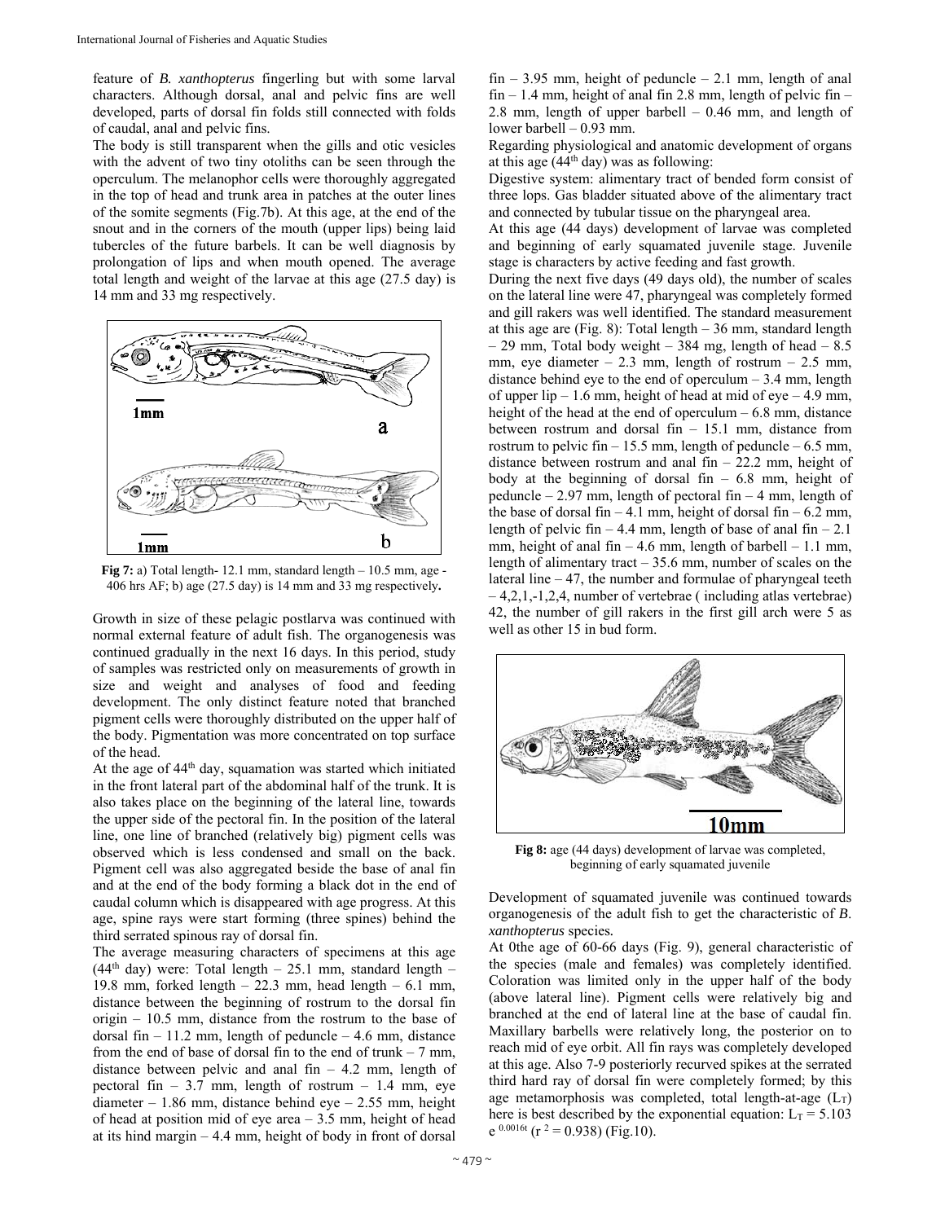feature of *B. xanthopterus* fingerling but with some larval characters. Although dorsal, anal and pelvic fins are well developed, parts of dorsal fin folds still connected with folds of caudal, anal and pelvic fins.

The body is still transparent when the gills and otic vesicles with the advent of two tiny otoliths can be seen through the operculum. The melanophor cells were thoroughly aggregated in the top of head and trunk area in patches at the outer lines of the somite segments (Fig.7b). At this age, at the end of the snout and in the corners of the mouth (upper lips) being laid tubercles of the future barbels. It can be well diagnosis by prolongation of lips and when mouth opened. The average total length and weight of the larvae at this age (27.5 day) is 14 mm and 33 mg respectively.

**Fig 7:** a) Total length- 12.1 mm, standard length – 10.5 mm, age - 406 hrs AF; b) age (27.5 day) is 14 mm and 33 mg respectively**.**

Growth in size of these pelagic postlarva was continued with normal external feature of adult fish. The organogenesis was continued gradually in the next 16 days. In this period, study of samples was restricted only on measurements of growth in size and weight and analyses of food and feeding development. The only distinct feature noted that branched pigment cells were thoroughly distributed on the upper half of the body. Pigmentation was more concentrated on top surface of the head.

At the age of 44th day, squamation was started which initiated in the front lateral part of the abdominal half of the trunk. It is also takes place on the beginning of the lateral line, towards the upper side of the pectoral fin. In the position of the lateral line, one line of branched (relatively big) pigment cells was observed which is less condensed and small on the back. Pigment cell was also aggregated beside the base of anal fin and at the end of the body forming a black dot in the end of caudal column which is disappeared with age progress. At this age, spine rays were start forming (three spines) behind the third serrated spinous ray of dorsal fin.

The average measuring characters of specimens at this age (44th day) were: Total length – 25.1 mm, standard length – 19.8 mm, forked length – 22.3 mm, head length – 6.1 mm, distance between the beginning of rostrum to the dorsal fin origin – 10.5 mm, distance from the rostrum to the base of dorsal fin – 11.2 mm, length of peduncle – 4.6 mm, distance from the end of base of dorsal fin to the end of trunk – 7 mm, distance between pelvic and anal fin – 4.2 mm, length of pectoral fin – 3.7 mm, length of rostrum – 1.4 mm, eye diameter – 1.86 mm, distance behind eye – 2.55 mm, height of head at position mid of eye area – 3.5 mm, height of head at its hind margin – 4.4 mm, height of body in front of dorsal fin – 3.95 mm, height of peduncle – 2.1 mm, length of anal fin – 1.4 mm, height of anal fin 2.8 mm, length of pelvic fin – 2.8 mm, length of upper barbell – 0.46 mm, and length of lower barbell – 0.93 mm.

Regarding physiological and anatomic development of organs at this age (44th day) was as following:

Digestive system: alimentary tract of bended form consist of three lops. Gas bladder situated above of the alimentary tract and connected by tubular tissue on the pharyngeal area.

At this age (44 days) development of larvae was completed and beginning of early squamated juvenile stage. Juvenile stage is characters by active feeding and fast growth.

During the next five days (49 days old), the number of scales on the lateral line were 47, pharyngeal was completely formed and gill rakers was well identified. The standard measurement at this age are (Fig. 8): Total length – 36 mm, standard length – 29 mm, Total body weight – 384 mg, length of head – 8.5 mm, eye diameter – 2.3 mm, length of rostrum – 2.5 mm, distance behind eye to the end of operculum – 3.4 mm, length of upper lip – 1.6 mm, height of head at mid of eye – 4.9 mm, height of the head at the end of operculum – 6.8 mm, distance between rostrum and dorsal fin – 15.1 mm, distance from rostrum to pelvic fin – 15.5 mm, length of peduncle – 6.5 mm, distance between rostrum and anal fin – 22.2 mm, height of body at the beginning of dorsal fin – 6.8 mm, height of peduncle – 2.97 mm, length of pectoral fin – 4 mm, length of the base of dorsal fin – 4.1 mm, height of dorsal fin – 6.2 mm, length of pelvic fin – 4.4 mm, length of base of anal fin – 2.1 mm, height of anal fin – 4.6 mm, length of barbell – 1.1 mm, length of alimentary tract – 35.6 mm, number of scales on the lateral line – 47, the number and formulae of pharyngeal teeth – 4,2,1,-1,2,4, number of vertebrae ( including atlas vertebrae) 42, the number of gill rakers in the first gill arch were 5 as well as other 15 in bud form.

**Fig 8:** age (44 days) development of larvae was completed, beginning of early squamated juvenile

Development of squamated juvenile was continued towards organogenesis of the adult fish to get the characteristic of *B. xanthopterus* species.

At 0the age of 60-66 days (Fig. 9), general characteristic of the species (male and females) was completely identified. Coloration was limited only in the upper half of the body (above lateral line). Pigment cells were relatively big and branched at the end of lateral line at the base of caudal fin. Maxillary barbells were relatively long, the posterior on to reach mid of eye orbit. All fin rays was completely developed at this age. Also 7-9 posteriorly recurved spikes at the serrated third hard ray of dorsal fin were completely formed; by this age metamorphosis was completed, total length-at-age ($L_T$) here is best described by the exponential equation: $L_T = 5.103\ e^{0.0016t}$ ($r^2 = 0.938$) (Fig.10).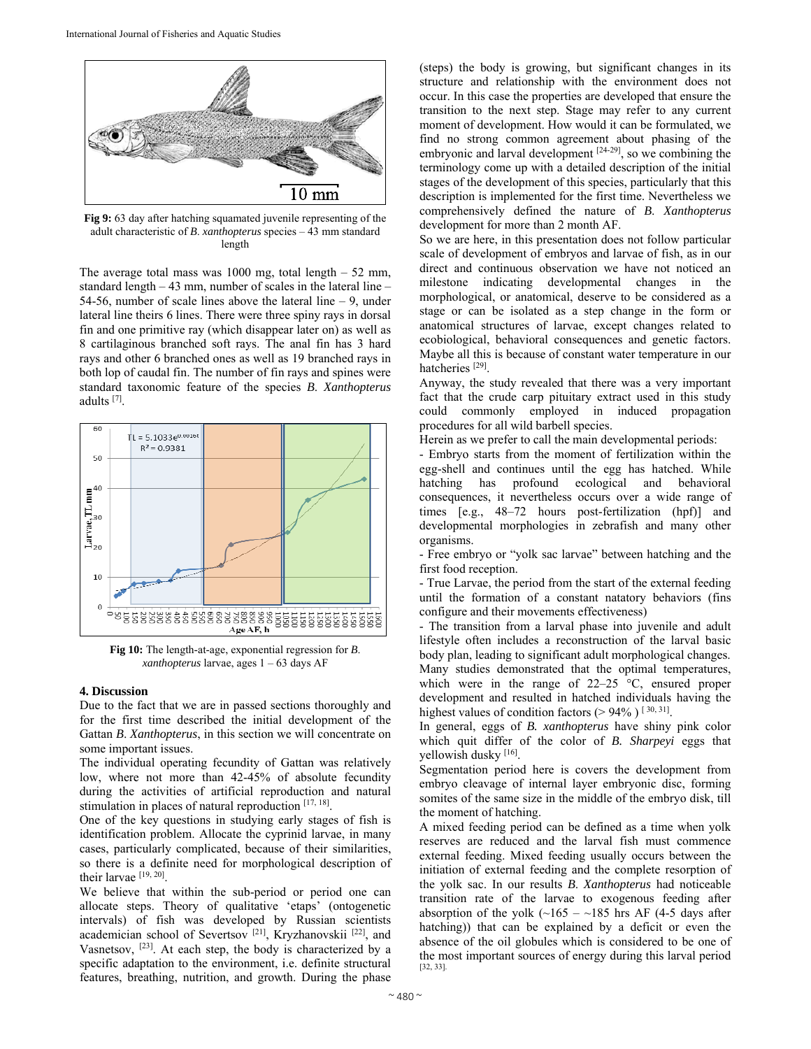Fig 9: 63 day after hatching squamated juvenile representing of the adult characteristic of *B. xanthopterus* species – 43 mm standard length

The average total mass was 1000 mg, total length – 52 mm, standard length – 43 mm, number of scales in the lateral line – 54-56, number of scale lines above the lateral line – 9, under lateral line theirs 6 lines. There were three spiny rays in dorsal fin and one primitive ray (which disappear later on) as well as 8 cartilaginous branched soft rays. The anal fin has 3 hard rays and other 6 branched ones as well as 19 branched rays in both lop of caudal fin. The number of fin rays and spines were standard taxonomic feature of the species *B. Xanthopterus* adults [7].

Fig 10: The length-at-age, exponential regression for *B. xanthopterus* larvae, ages 1 – 63 days AF

## 4. Discussion

Due to the fact that we are in passed sections thoroughly and for the first time described the initial development of the Gattan *B. Xanthopterus*, in this section we will concentrate on some important issues.

The individual operating fecundity of Gattan was relatively low, where not more than 42-45% of absolute fecundity during the activities of artificial reproduction and natural stimulation in places of natural reproduction [17, 18].

One of the key questions in studying early stages of fish is identification problem. Allocate the cyprinid larvae, in many cases, particularly complicated, because of their similarities, so there is a definite need for morphological description of their larvae [19, 20].

We believe that within the sub-period or period one can allocate steps. Theory of qualitative 'etaps' (ontogenetic intervals) of fish was developed by Russian scientists academician school of Severtsov [21], Kryzhanovskii [22], and Vasnetsov, [23]. At each step, the body is characterized by a specific adaptation to the environment, i.e. definite structural features, breathing, nutrition, and growth. During the phase (steps) the body is growing, but significant changes in its structure and relationship with the environment does not occur. In this case the properties are developed that ensure the transition to the next step. Stage may refer to any current moment of development. How would it can be formulated, we find no strong common agreement about phasing of the embryonic and larval development [24-29], so we combining the terminology come up with a detailed description of the initial stages of the development of this species, particularly that this description is implemented for the first time. Nevertheless we comprehensively defined the nature of *B. Xanthopterus* development for more than 2 month AF.

So we are here, in this presentation does not follow particular scale of development of embryos and larvae of fish, as in our direct and continuous observation we have not noticed an milestone indicating developmental changes in the morphological, or anatomical, deserve to be considered as a stage or can be isolated as a step change in the form or anatomical structures of larvae, except changes related to ecobiological, behavioral consequences and genetic factors. Maybe all this is because of constant water temperature in our hatcheries [29].

Anyway, the study revealed that there was a very important fact that the crude carp pituitary extract used in this study could commonly employed in induced propagation procedures for all wild barbell species.

Herein as we prefer to call the main developmental periods:

- Embryo starts from the moment of fertilization within the egg-shell and continues until the egg has hatched. While hatching has profound ecological and behavioral consequences, it nevertheless occurs over a wide range of times [e.g., 48–72 hours post-fertilization (hpf)] and developmental morphologies in zebrafish and many other organisms.
- Free embryo or "yolk sac larvae" between hatching and the first food reception.
- True Larvae, the period from the start of the external feeding until the formation of a constant natatory behaviors (fins configure and their movements effectiveness)
- The transition from a larval phase into juvenile and adult lifestyle often includes a reconstruction of the larval basic body plan, leading to significant adult morphological changes.

Many studies demonstrated that the optimal temperatures, which were in the range of 22–25 °C, ensured proper development and resulted in hatched individuals having the highest values of condition factors (> 94% ) [30, 31].

In general, eggs of *B. xanthopterus* have shiny pink color which quit differ of the color of *B. Sharpeyi* eggs that yellowish dusky [16].

Segmentation period here is covers the development from embryo cleavage of internal layer embryonic disc, forming somites of the same size in the middle of the embryo disk, till the moment of hatching.

A mixed feeding period can be defined as a time when yolk reserves are reduced and the larval fish must commence external feeding. Mixed feeding usually occurs between the initiation of external feeding and the complete resorption of the yolk sac. In our results *B. Xanthopterus* had noticeable transition rate of the larvae to exogenous feeding after absorption of the yolk (~165 – ~185 hrs AF (4-5 days after hatching)) that can be explained by a deficit or even the absence of the oil globules which is considered to be one of the most important sources of energy during this larval period [32, 33].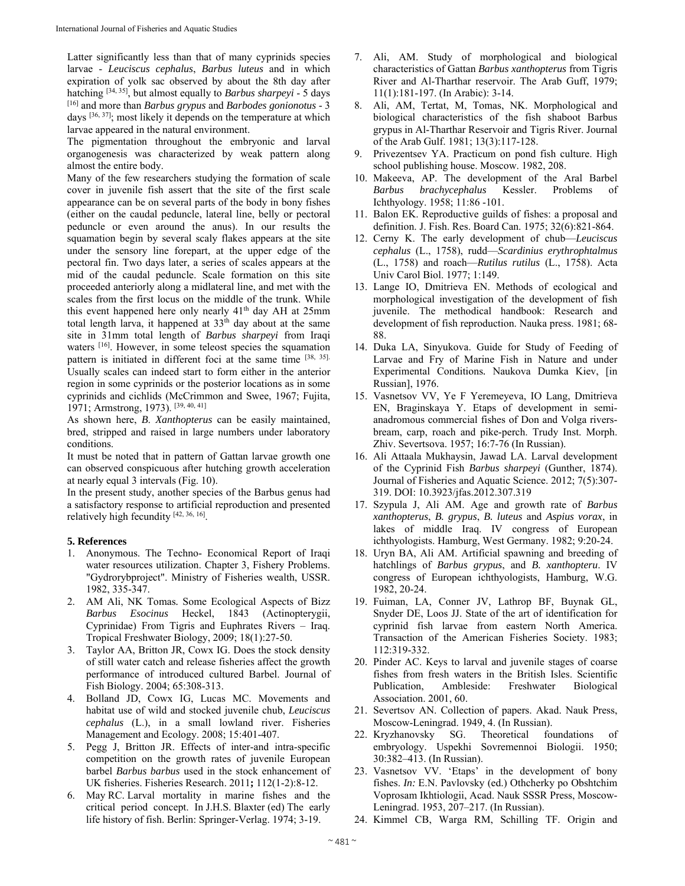Latter significantly less than that of many cyprinids species larvae - *Leuciscus cephalus*, *Barbus luteus* and in which expiration of yolk sac observed by about the 8th day after hatching [34, 35], but almost equally to *Barbus sharpeyi* - 5 days [16] and more than *Barbus grypus* and *Barbodes gonionotus* - 3 days [36, 37]; most likely it depends on the temperature at which larvae appeared in the natural environment.

The pigmentation throughout the embryonic and larval organogenesis was characterized by weak pattern along almost the entire body.

Many of the few researchers studying the formation of scale cover in juvenile fish assert that the site of the first scale appearance can be on several parts of the body in bony fishes (either on the caudal peduncle, lateral line, belly or pectoral peduncle or even around the anus). In our results the squamation begin by several scaly flakes appears at the site under the sensory line forepart, at the upper edge of the pectoral fin. Two days later, a series of scales appears at the mid of the caudal peduncle. Scale formation on this site proceeded anteriorly along a midlateral line, and met with the scales from the first locus on the middle of the trunk. While this event happened here only nearly 41th day AH at 25mm total length larva, it happened at 33th day about at the same site in 31mm total length of *Barbus sharpeyi* from Iraqi waters [16]. However, in some teleost species the squamation pattern is initiated in different foci at the same time [38, 35]. Usually scales can indeed start to form either in the anterior region in some cyprinids or the posterior locations as in some cyprinids and cichlids (McCrimmon and Swee, 1967; Fujita, 1971; Armstrong, 1973). [39, 40, 41]

As shown here, *B. Xanthopterus* can be easily maintained, bred, stripped and raised in large numbers under laboratory conditions.

It must be noted that in pattern of Gattan larvae growth one can observed conspicuous after hutching growth acceleration at nearly equal 3 intervals (Fig. 10).

In the present study, another species of the Barbus genus had a satisfactory response to artificial reproduction and presented relatively high fecundity [42, 36, 16].

## 5. References

1. Anonymous. The Techno- Economical Report of Iraqi water resources utilization. Chapter 3, Fishery Problems. "Gydrorybproject". Ministry of Fisheries wealth, USSR. 1982, 335-347.
2. AM Ali, NK Tomas. Some Ecological Aspects of Bizz *Barbus Esocinus* Heckel, 1843 (Actinopterygii, Cyprinidae) From Tigris and Euphrates Rivers – Iraq. Tropical Freshwater Biology, 2009; 18(1):27-50.
3. Taylor AA, Britton JR, Cowx IG. Does the stock density of still water catch and release fisheries affect the growth performance of introduced cultured Barbel. Journal of Fish Biology. 2004; 65:308-313.
4. Bolland JD, Cowx IG, Lucas MC. Movements and habitat use of wild and stocked juvenile chub, *Leuciscus cephalus* (L.), in a small lowland river. Fisheries Management and Ecology. 2008; 15:401-407.
5. Pegg J, Britton JR. Effects of inter-and intra-specific competition on the growth rates of juvenile European barbel *Barbus barbus* used in the stock enhancement of UK fisheries. Fisheries Research. 2011; 112(1-2):8-12.
6. May RC. Larval mortality in marine fishes and the critical period concept. In J.H.S. Blaxter (ed) The early life history of fish. Berlin: Springer-Verlag. 1974; 3-19.
7. Ali, AM. Study of morphological and biological characteristics of Gattan *Barbus xanthopterus* from Tigris River and Al-Tharthar reservoir. The Arab Guff, 1979; 11(1):181-197. (In Arabic): 3-14.
8. Ali, AM, Tertat, M, Tomas, NK. Morphological and biological characteristics of the fish shaboot Barbus grypus in Al-Tharthar Reservoir and Tigris River. Journal of the Arab Gulf. 1981; 13(3):117-128.
9. Privezentsev YA. Practicum on pond fish culture. High school publishing house. Moscow. 1982, 208.
10. Makeeva, AP. The development of the Aral Barbel *Barbus brachycephalus* Kessler. Problems of Ichthyology. 1958; 11:86 -101.
11. Balon EK. Reproductive guilds of fishes: a proposal and definition. J. Fish. Res. Board Can. 1975; 32(6):821-864.
12. Cerny K. The early development of chub—*Leuciscus cephalus* (L., 1758), rudd—*Scardinius erythrophtalmus* (L., 1758) and roach—*Rutilus rutilus* (L., 1758). Acta Univ Carol Biol. 1977; 1:149.
13. Lange IO, Dmitrieva EN. Methods of ecological and morphological investigation of the development of fish juvenile. The methodical handbook: Research and development of fish reproduction. Nauka press. 1981; 68-88.
14. Duka LA, Sinyukova. Guide for Study of Feeding of Larvae and Fry of Marine Fish in Nature and under Experimental Conditions. Naukova Dumka Kiev, [in Russian], 1976.
15. Vasnetsov VV, Ye F Yeremeyeva, IO Lang, Dmitrieva EN, Braginskaya Y. Etaps of development in semi-anadromous commercial fishes of Don and Volga rivers-bream, carp, roach and pike-perch. Trudy Inst. Morph. Zhiv. Severtsova. 1957; 16:7-76 (In Russian).
16. Ali Attaala Mukhaysin, Jawad LA. Larval development of the Cyprinid Fish *Barbus sharpeyi* (Gunther, 1874). Journal of Fisheries and Aquatic Science. 2012; 7(5):307-319. DOI: 10.3923/jfas.2012.307.319
17. Szypula J, Ali AM. Age and growth rate of *Barbus xanthopterus*, *B. grypus*, *B. luteus* and *Aspius vorax*, in lakes of middle Iraq. IV congress of European ichthyologists. Hamburg, West Germany. 1982; 9:20-24.
18. Uryn BA, Ali AM. Artificial spawning and breeding of hatchlings of *Barbus grypus*, and *B. xanthopteru*. IV congress of European ichthyologists, Hamburg, W.G. 1982, 20-24.
19. Fuiman, LA, Conner JV, Lathrop BF, Buynak GL, Snyder DE, Loos JJ. State of the art of identification for cyprinid fish larvae from eastern North America. Transaction of the American Fisheries Society. 1983; 112:319-332.
20. Pinder AC. Keys to larval and juvenile stages of coarse fishes from fresh waters in the British Isles. Scientific Publication, Ambleside: Freshwater Biological Association. 2001, 60.
21. Severtsov AN. Collection of papers. Akad. Nauk Press, Moscow-Leningrad. 1949, 4. (In Russian).
22. Kryzhanovsky SG. Theoretical foundations of embryology. Uspekhi Sovremennoi Biologii. 1950; 30:382–413. (In Russian).
23. Vasnetsov VV. 'Etaps' in the development of bony fishes. *In:* E.N. Pavlovsky (ed.) Othcherky po Obshtchim Voprosam Ikhtiologii, Acad. Nauk SSSR Press, Moscow-Leningrad. 1953, 207–217. (In Russian).
24. Kimmel CB, Warga RM, Schilling TF. Origin and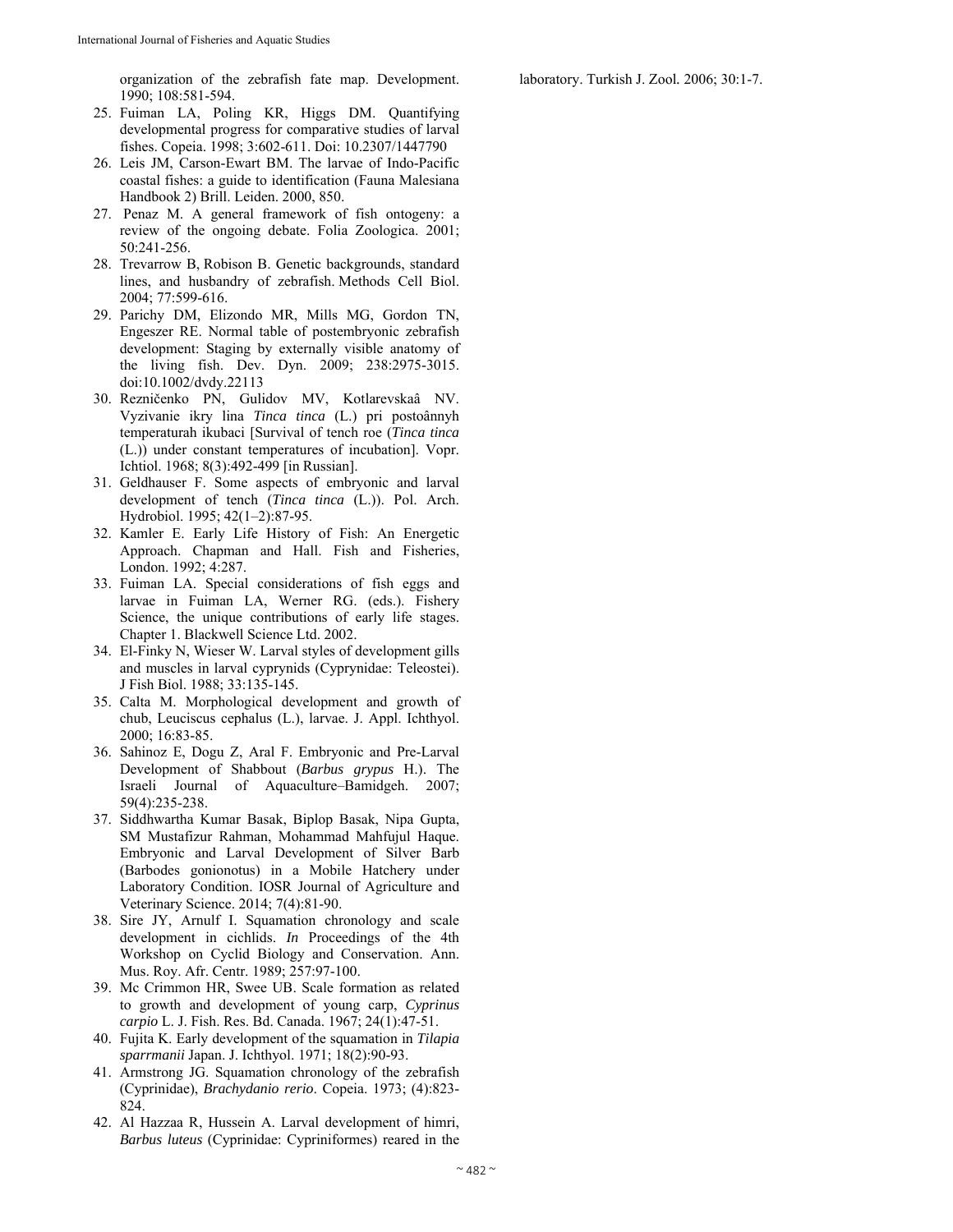organization of the zebrafish fate map. Development. 1990; 108:581-594.

25. Fuiman LA, Poling KR, Higgs DM. Quantifying developmental progress for comparative studies of larval fishes. Copeia. 1998; 3:602-611. Doi: 10.2307/1447790
26. Leis JM, Carson-Ewart BM. The larvae of Indo-Pacific coastal fishes: a guide to identification (Fauna Malesiana Handbook 2) Brill. Leiden. 2000, 850.
27. Penaz M. A general framework of fish ontogeny: a review of the ongoing debate. Folia Zoologica. 2001; 50:241-256.
28. Trevarrow B, Robison B. Genetic backgrounds, standard lines, and husbandry of zebrafish. Methods Cell Biol. 2004; 77:599-616.
29. Parichy DM, Elizondo MR, Mills MG, Gordon TN, Engeszer RE. Normal table of postembryonic zebrafish development: Staging by externally visible anatomy of the living fish. Dev. Dyn. 2009; 238:2975-3015. doi:10.1002/dvdy.22113
30. Rezničenko PN, Gulidov MV, Kotlarevskaâ NV. Vyzivanie ikry lina *Tinca tinca* (L.) pri postoânnyh temperaturah ikubaci [Survival of tench roe (*Tinca tinca* (L.)) under constant temperatures of incubation]. Vopr. Ichtiol. 1968; 8(3):492-499 [in Russian].
31. Geldhauser F. Some aspects of embryonic and larval development of tench (*Tinca tinca* (L.)). Pol. Arch. Hydrobiol. 1995; 42(1–2):87-95.
32. Kamler E. Early Life History of Fish: An Energetic Approach. Chapman and Hall. Fish and Fisheries, London. 1992; 4:287.
33. Fuiman LA. Special considerations of fish eggs and larvae in Fuiman LA, Werner RG. (eds.). Fishery Science, the unique contributions of early life stages. Chapter 1. Blackwell Science Ltd. 2002.
34. El-Finky N, Wieser W. Larval styles of development gills and muscles in larval cyprynids (Cyprynidae: Teleostei). J Fish Biol. 1988; 33:135-145.
35. Calta M. Morphological development and growth of chub, Leuciscus cephalus (L.), larvae. J. Appl. Ichthyol. 2000; 16:83-85.
36. Sahinoz E, Dogu Z, Aral F. Embryonic and Pre-Larval Development of Shabbout (*Barbus grypus* H.). The Israeli Journal of Aquaculture–Bamidgeh. 2007; 59(4):235-238.
37. Siddhwartha Kumar Basak, Biplop Basak, Nipa Gupta, SM Mustafizur Rahman, Mohammad Mahfujul Haque. Embryonic and Larval Development of Silver Barb (Barbodes gonionotus) in a Mobile Hatchery under Laboratory Condition. IOSR Journal of Agriculture and Veterinary Science. 2014; 7(4):81-90.
38. Sire JY, Arnulf I. Squamation chronology and scale development in cichlids. *In* Proceedings of the 4th Workshop on Cyclid Biology and Conservation. Ann. Mus. Roy. Afr. Centr. 1989; 257:97-100.
39. Mc Crimmon HR, Swee UB. Scale formation as related to growth and development of young carp, *Cyprinus carpio* L. J. Fish. Res. Bd. Canada. 1967; 24(1):47-51.
40. Fujita K. Early development of the squamation in *Tilapia sparrmanii* Japan. J. Ichthyol. 1971; 18(2):90-93.
41. Armstrong JG. Squamation chronology of the zebrafish (Cyprinidae), *Brachydanio rerio*. Copeia. 1973; (4):823-824.
42. Al Hazzaa R, Hussein A. Larval development of himri, *Barbus luteus* (Cyprinidae: Cypriniformes) reared in the laboratory. Turkish J. Zool. 2006; 30:1-7.